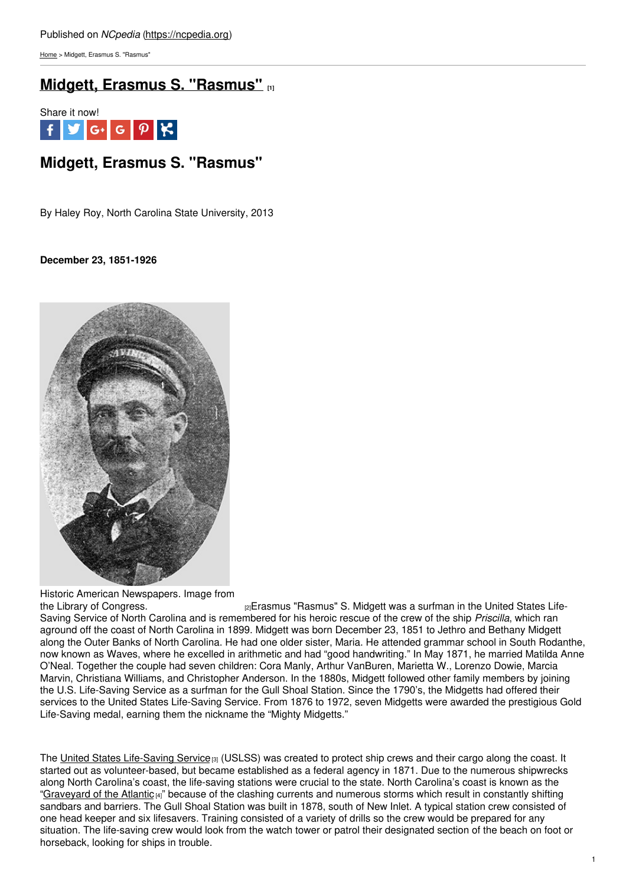Published on *NCpedia* (https://ncpedia.org)

Home > Midgett, Erasmus S. "Rasmus"

# Midgett, Erasmus S. "Rasmus" [1]

Share it now!

## Midgett, Erasmus S. "Rasmus"

By Haley Roy, North Carolina State University, 2013

**December 23, 1851-1926**

Historic American Newspapers. Image from the Library of Congress. [2]

Erasmus "Rasmus" S. Midgett was a surfman in the United States Life-Saving Service of North Carolina and is remembered for his heroic rescue of the crew of the ship *Priscilla*, which ran aground off the coast of North Carolina in 1899. Midgett was born December 23, 1851 to Jethro and Bethany Midgett along the Outer Banks of North Carolina. He had one older sister, Maria. He attended grammar school in South Rodanthe, now known as Waves, where he excelled in arithmetic and had "good handwriting." In May 1871, he married Matilda Anne O'Neal. Together the couple had seven children: Cora Manly, Arthur VanBuren, Marietta W., Lorenzo Dowie, Marcia Marvin, Christiana Williams, and Christopher Anderson. In the 1880s, Midgett followed other family members by joining the U.S. Life-Saving Service as a surfman for the Gull Shoal Station. Since the 1790's, the Midgetts had offered their services to the United States Life-Saving Service. From 1876 to 1972, seven Midgetts were awarded the prestigious Gold Life-Saving medal, earning them the nickname the "Mighty Midgetts."

The United States Life-Saving Service [3] (USLSS) was created to protect ship crews and their cargo along the coast. It started out as volunteer-based, but became established as a federal agency in 1871. Due to the numerous shipwrecks along North Carolina's coast, the life-saving stations were crucial to the state. North Carolina's coast is known as the "Graveyard of the Atlantic [4]" because of the clashing currents and numerous storms which result in constantly shifting sandbars and barriers. The Gull Shoal Station was built in 1878, south of New Inlet. A typical station crew consisted of one head keeper and six lifesavers. Training consisted of a variety of drills so the crew would be prepared for any situation. The life-saving crew would look from the watch tower or patrol their designated section of the beach on foot or horseback, looking for ships in trouble.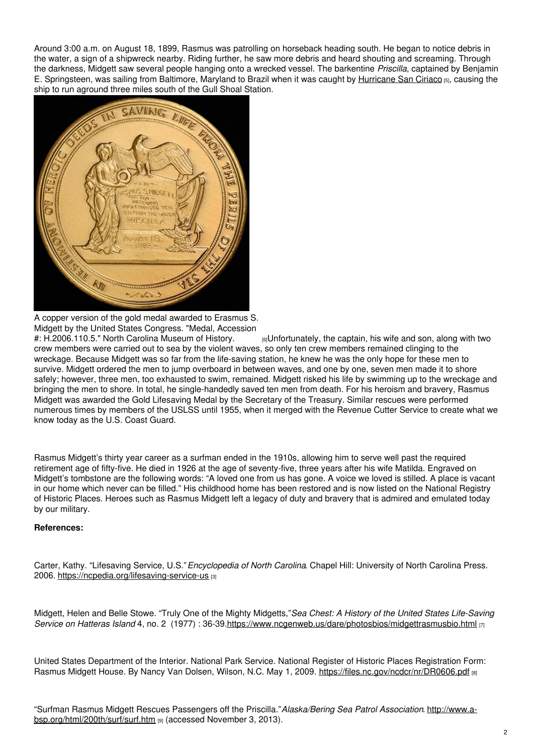Around 3:00 a.m. on August 18, 1899, Rasmus was patrolling on horseback heading south. He began to notice debris in the water, a sign of a shipwreck nearby. Riding further, he saw more debris and heard shouting and screaming. Through the darkness, Midgett saw several people hanging onto a wrecked vessel. The barkentine *Priscilla*, captained by Benjamin E. Springsteen, was sailing from Baltimore, Maryland to Brazil when it was caught by Hurricane San Ciriaco [5], causing the ship to run aground three miles south of the Gull Shoal Station.

A copper version of the gold medal awarded to Erasmus S. Midgett by the United States Congress. "Medal, Accession #: H.2006.110.5." North Carolina Museum of History. [6]

Unfortunately, the captain, his wife and son, along with two crew members were carried out to sea by the violent waves, so only ten crew members remained clinging to the wreckage. Because Midgett was so far from the life-saving station, he knew he was the only hope for these men to survive. Midgett ordered the men to jump overboard in between waves, and one by one, seven men made it to shore safely; however, three men, too exhausted to swim, remained. Midgett risked his life by swimming up to the wreckage and bringing the men to shore. In total, he single-handedly saved ten men from death. For his heroism and bravery, Rasmus Midgett was awarded the Gold Lifesaving Medal by the Secretary of the Treasury. Similar rescues were performed numerous times by members of the USLSS until 1955, when it merged with the Revenue Cutter Service to create what we know today as the U.S. Coast Guard.

Rasmus Midgett's thirty year career as a surfman ended in the 1910s, allowing him to serve well past the required retirement age of fifty-five. He died in 1926 at the age of seventy-five, three years after his wife Matilda. Engraved on Midgett's tombstone are the following words: "A loved one from us has gone. A voice we loved is stilled. A place is vacant in our home which never can be filled." His childhood home has been restored and is now listed on the National Registry of Historic Places. Heroes such as Rasmus Midgett left a legacy of duty and bravery that is admired and emulated today by our military.

**References:**

Carter, Kathy. "Lifesaving Service, U.S." *Encyclopedia of North Carolina*. Chapel Hill: University of North Carolina Press. 2006. https://ncpedia.org/lifesaving-service-us [3]

Midgett, Helen and Belle Stowe. "Truly One of the Mighty Midgetts," *Sea Chest: A History of the United States Life-Saving Service on Hatteras Island* 4, no. 2 (1977) : 36-39. https://www.ncgenweb.us/dare/photosbios/midgettrasmusbio.html [7]

United States Department of the Interior. National Park Service. National Register of Historic Places Registration Form: Rasmus Midgett House. By Nancy Van Dolsen, Wilson, N.C. May 1, 2009. https://files.nc.gov/ncdcr/nr/DR0606.pdf [8]

"Surfman Rasmus Midgett Rescues Passengers off the Priscilla." *Alaska/Bering Sea Patrol Association*. http://www.a-bsp.org/html/200th/surf/surf.htm [9] (accessed November 3, 2013).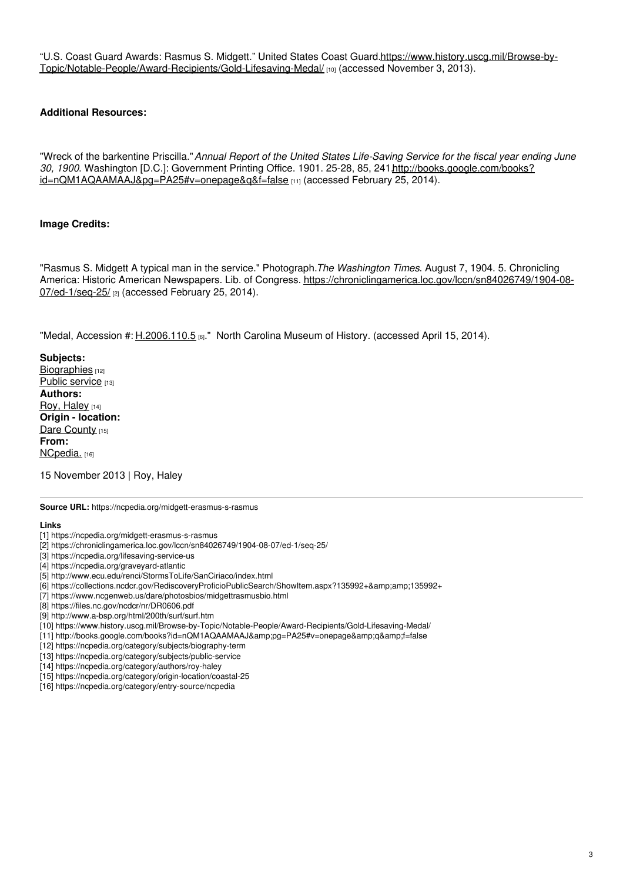"U.S. Coast Guard Awards: Rasmus S. Midgett." United States Coast Guard.https://www.history.uscg.mil/Browse-by-Topic/Notable-People/Award-Recipients/Gold-Lifesaving-Medal/ [10] (accessed November 3, 2013).

**Additional Resources:**

"Wreck of the barkentine Priscilla." *Annual Report of the United States Life-Saving Service for the fiscal year ending June 30, 1900*. Washington [D.C.]: Government Printing Office. 1901. 25-28, 85, 241.http://books.google.com/books?id=nQM1AQAAMAAJ&pg=PA25#v=onepage&q&f=false [11] (accessed February 25, 2014).

**Image Credits:**

"Rasmus S. Midgett A typical man in the service." Photograph.*The Washington Times*. August 7, 1904. 5. Chronicling America: Historic American Newspapers. Lib. of Congress. https://chroniclingamerica.loc.gov/lccn/sn84026749/1904-08-07/ed-1/seq-25/ [2] (accessed February 25, 2014).

"Medal, Accession #: H.2006.110.5 [6]." North Carolina Museum of History. (accessed April 15, 2014).

**Subjects:**
Biographies [12]
Public service [13]
**Authors:**
Roy, Haley [14]
**Origin - location:**
Dare County [15]
**From:**
NCpedia. [16]

15 November 2013 | Roy, Haley

**Source URL:** https://ncpedia.org/midgett-erasmus-s-rasmus

**Links**
[1] https://ncpedia.org/midgett-erasmus-s-rasmus
[2] https://chroniclingamerica.loc.gov/lccn/sn84026749/1904-08-07/ed-1/seq-25/
[3] https://ncpedia.org/lifesaving-service-us
[4] https://ncpedia.org/graveyard-atlantic
[5] http://www.ecu.edu/renci/StormsToLife/SanCiriaco/index.html
[6] https://collections.ncdcr.gov/RediscoveryProficioPublicSearch/ShowItem.aspx?135992+&amp;amp;135992+
[7] https://www.ncgenweb.us/dare/photosbios/midgettrasmusbio.html
[8] https://files.nc.gov/ncdcr/nr/DR0606.pdf
[9] http://www.a-bsp.org/html/200th/surf/surf.htm
[10] https://www.history.uscg.mil/Browse-by-Topic/Notable-People/Award-Recipients/Gold-Lifesaving-Medal/
[11] http://books.google.com/books?id=nQM1AQAAMAAJ&amp;pg=PA25#v=onepage&amp;q&amp;f=false
[12] https://ncpedia.org/category/subjects/biography-term
[13] https://ncpedia.org/category/subjects/public-service
[14] https://ncpedia.org/category/authors/roy-haley
[15] https://ncpedia.org/category/origin-location/coastal-25
[16] https://ncpedia.org/category/entry-source/ncpedia